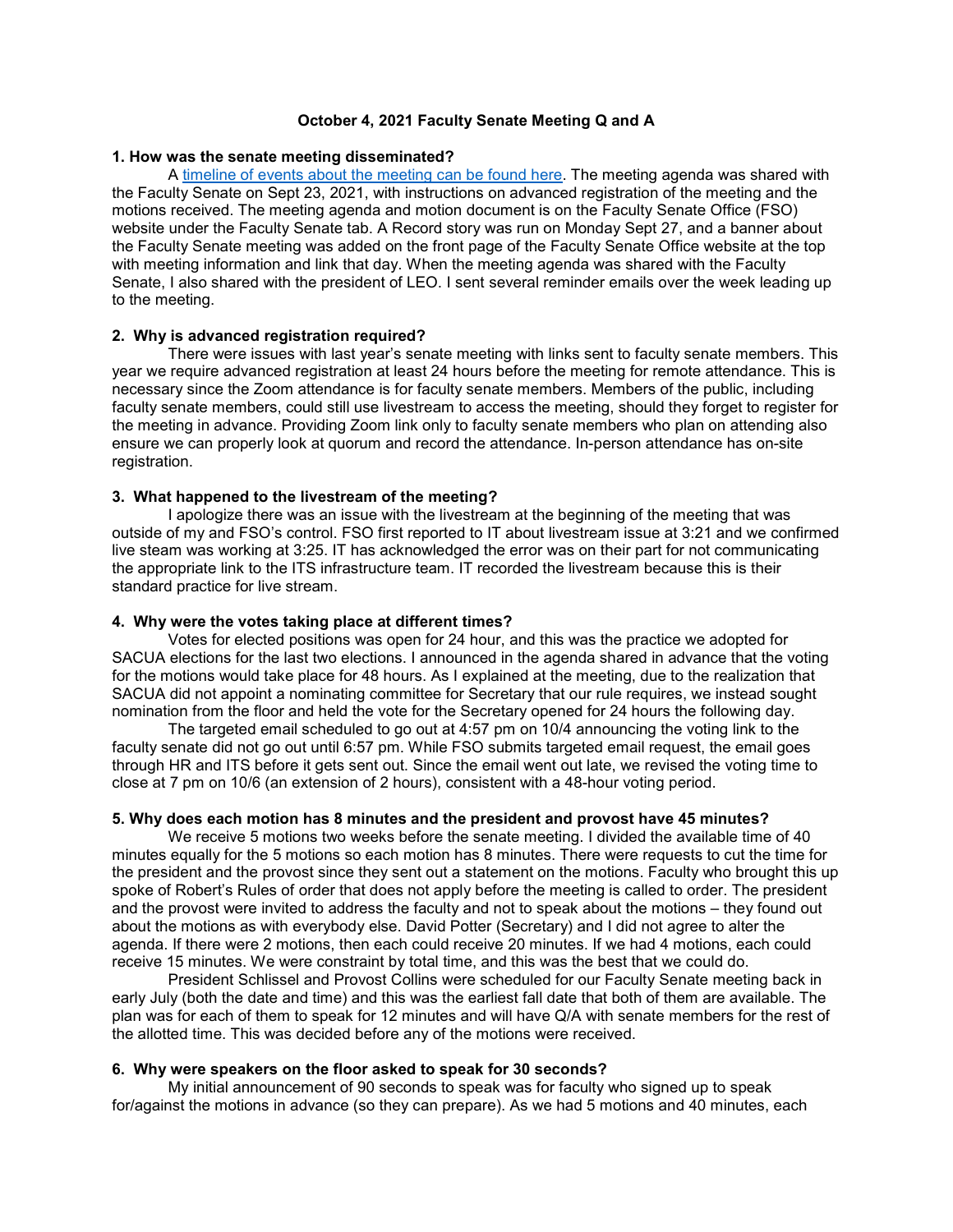# October 4, 2021 Faculty Senate Meeting Q and A

## 1. How was the senate meeting disseminated?

A [timeline of events about the meeting can be found here](). The meeting agenda was shared with the Faculty Senate on Sept 23, 2021, with instructions on advanced registration of the meeting and the motions received. The meeting agenda and motion document is on the Faculty Senate Office (FSO) website under the Faculty Senate tab. A Record story was run on Monday Sept 27, and a banner about the Faculty Senate meeting was added on the front page of the Faculty Senate Office website at the top with meeting information and link that day. When the meeting agenda was shared with the Faculty Senate, I also shared with the president of LEO. I sent several reminder emails over the week leading up to the meeting.

## 2. Why is advanced registration required?

There were issues with last year's senate meeting with links sent to faculty senate members. This year we require advanced registration at least 24 hours before the meeting for remote attendance. This is necessary since the Zoom attendance is for faculty senate members. Members of the public, including faculty senate members, could still use livestream to access the meeting, should they forget to register for the meeting in advance. Providing Zoom link only to faculty senate members who plan on attending also ensure we can properly look at quorum and record the attendance. In-person attendance has on-site registration.

## 3. What happened to the livestream of the meeting?

I apologize there was an issue with the livestream at the beginning of the meeting that was outside of my and FSO's control. FSO first reported to IT about livestream issue at 3:21 and we confirmed live steam was working at 3:25. IT has acknowledged the error was on their part for not communicating the appropriate link to the ITS infrastructure team. IT recorded the livestream because this is their standard practice for live stream.

## 4. Why were the votes taking place at different times?

Votes for elected positions was open for 24 hour, and this was the practice we adopted for SACUA elections for the last two elections. I announced in the agenda shared in advance that the voting for the motions would take place for 48 hours. As I explained at the meeting, due to the realization that SACUA did not appoint a nominating committee for Secretary that our rule requires, we instead sought nomination from the floor and held the vote for the Secretary opened for 24 hours the following day.

The targeted email scheduled to go out at 4:57 pm on 10/4 announcing the voting link to the faculty senate did not go out until 6:57 pm. While FSO submits targeted email request, the email goes through HR and ITS before it gets sent out. Since the email went out late, we revised the voting time to close at 7 pm on 10/6 (an extension of 2 hours), consistent with a 48-hour voting period.

## 5. Why does each motion has 8 minutes and the president and provost have 45 minutes?

We receive 5 motions two weeks before the senate meeting. I divided the available time of 40 minutes equally for the 5 motions so each motion has 8 minutes. There were requests to cut the time for the president and the provost since they sent out a statement on the motions. Faculty who brought this up spoke of Robert's Rules of order that does not apply before the meeting is called to order. The president and the provost were invited to address the faculty and not to speak about the motions – they found out about the motions as with everybody else. David Potter (Secretary) and I did not agree to alter the agenda. If there were 2 motions, then each could receive 20 minutes. If we had 4 motions, each could receive 15 minutes. We were constraint by total time, and this was the best that we could do.

President Schlissel and Provost Collins were scheduled for our Faculty Senate meeting back in early July (both the date and time) and this was the earliest fall date that both of them are available. The plan was for each of them to speak for 12 minutes and will have Q/A with senate members for the rest of the allotted time. This was decided before any of the motions were received.

## 6. Why were speakers on the floor asked to speak for 30 seconds?

My initial announcement of 90 seconds to speak was for faculty who signed up to speak for/against the motions in advance (so they can prepare). As we had 5 motions and 40 minutes, each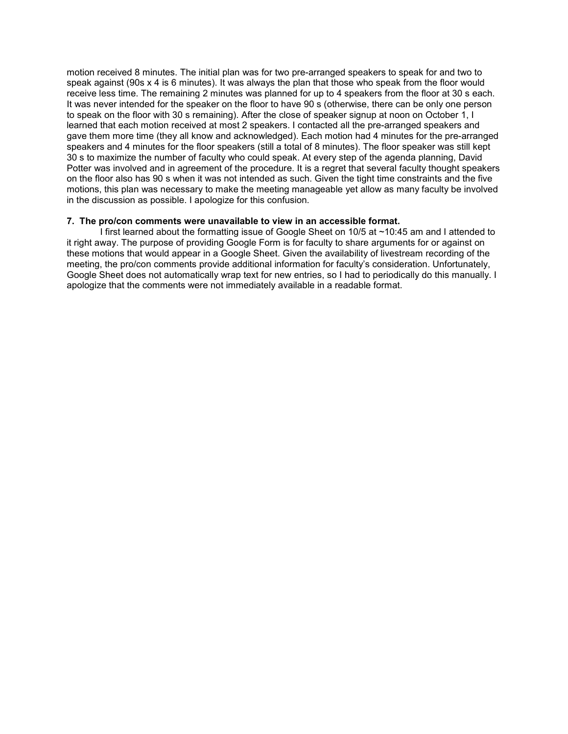motion received 8 minutes. The initial plan was for two pre-arranged speakers to speak for and two to speak against (90s x 4 is 6 minutes). It was always the plan that those who speak from the floor would receive less time. The remaining 2 minutes was planned for up to 4 speakers from the floor at 30 s each. It was never intended for the speaker on the floor to have 90 s (otherwise, there can be only one person to speak on the floor with 30 s remaining). After the close of speaker signup at noon on October 1, I learned that each motion received at most 2 speakers. I contacted all the pre-arranged speakers and gave them more time (they all know and acknowledged). Each motion had 4 minutes for the pre-arranged speakers and 4 minutes for the floor speakers (still a total of 8 minutes). The floor speaker was still kept 30 s to maximize the number of faculty who could speak. At every step of the agenda planning, David Potter was involved and in agreement of the procedure. It is a regret that several faculty thought speakers on the floor also has 90 s when it was not intended as such. Given the tight time constraints and the five motions, this plan was necessary to make the meeting manageable yet allow as many faculty be involved in the discussion as possible. I apologize for this confusion.

**7. The pro/con comments were unavailable to view in an accessible format.**

I first learned about the formatting issue of Google Sheet on 10/5 at ~10:45 am and I attended to it right away. The purpose of providing Google Form is for faculty to share arguments for or against on these motions that would appear in a Google Sheet. Given the availability of livestream recording of the meeting, the pro/con comments provide additional information for faculty's consideration. Unfortunately, Google Sheet does not automatically wrap text for new entries, so I had to periodically do this manually. I apologize that the comments were not immediately available in a readable format.